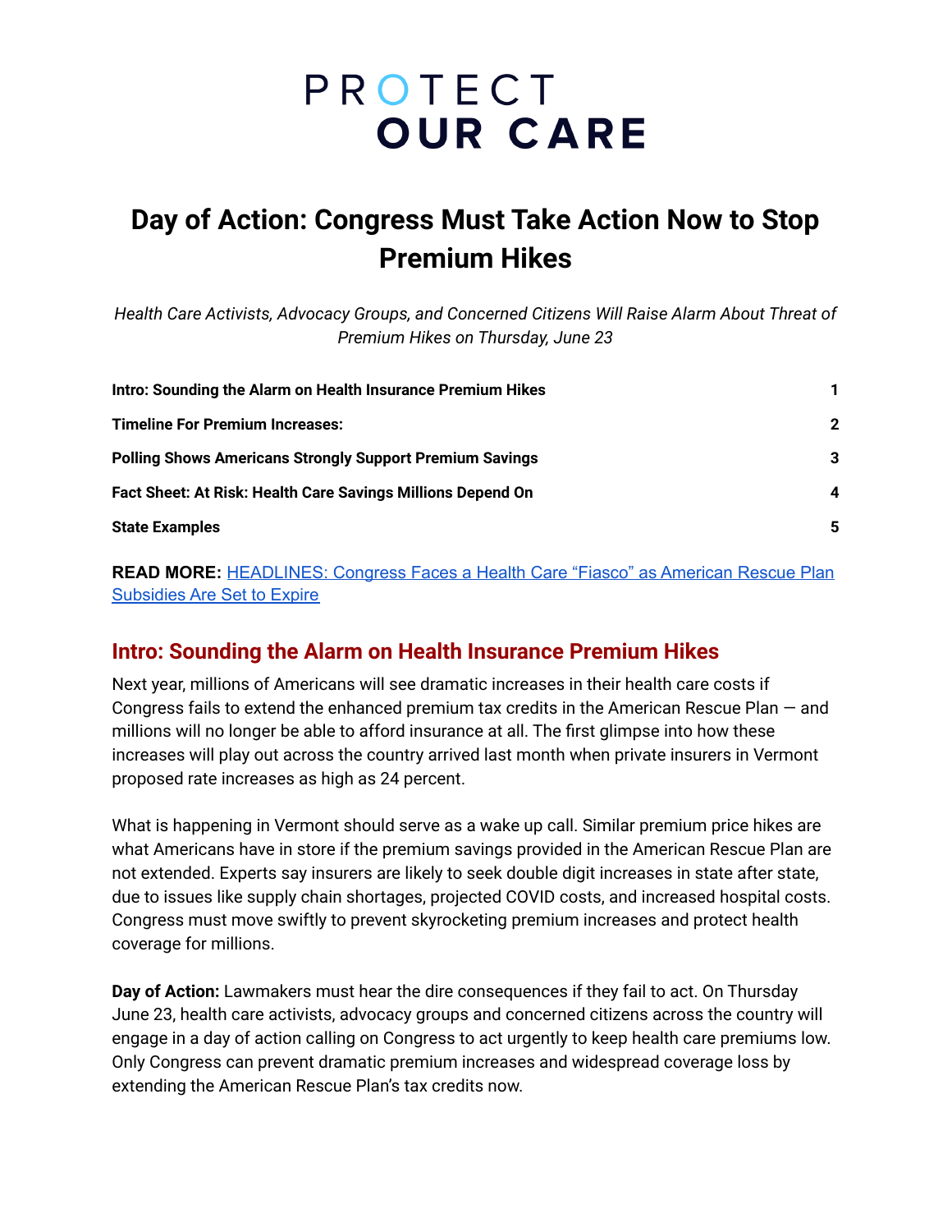# PROTECT OUR CARE

# Day of Action: Congress Must Take Action Now to Stop Premium Hikes

*Health Care Activists, Advocacy Groups, and Concerned Citizens Will Raise Alarm About Threat of Premium Hikes on Thursday, June 23*

| | |
|---|---|
| **Intro: Sounding the Alarm on Health Insurance Premium Hikes** | **1** |
| **Timeline For Premium Increases:** | **2** |
| **Polling Shows Americans Strongly Support Premium Savings** | **3** |
| **Fact Sheet: At Risk: Health Care Savings Millions Depend On** | **4** |
| **State Examples** | **5** |

**READ MORE:** HEADLINES: Congress Faces a Health Care "Fiasco" as American Rescue Plan Subsidies Are Set to Expire

## Intro: Sounding the Alarm on Health Insurance Premium Hikes

Next year, millions of Americans will see dramatic increases in their health care costs if Congress fails to extend the enhanced premium tax credits in the American Rescue Plan — and millions will no longer be able to afford insurance at all. The first glimpse into how these increases will play out across the country arrived last month when private insurers in Vermont proposed rate increases as high as 24 percent.

What is happening in Vermont should serve as a wake up call. Similar premium price hikes are what Americans have in store if the premium savings provided in the American Rescue Plan are not extended. Experts say insurers are likely to seek double digit increases in state after state, due to issues like supply chain shortages, projected COVID costs, and increased hospital costs. Congress must move swiftly to prevent skyrocketing premium increases and protect health coverage for millions.

**Day of Action:** Lawmakers must hear the dire consequences if they fail to act. On Thursday June 23, health care activists, advocacy groups and concerned citizens across the country will engage in a day of action calling on Congress to act urgently to keep health care premiums low. Only Congress can prevent dramatic premium increases and widespread coverage loss by extending the American Rescue Plan's tax credits now.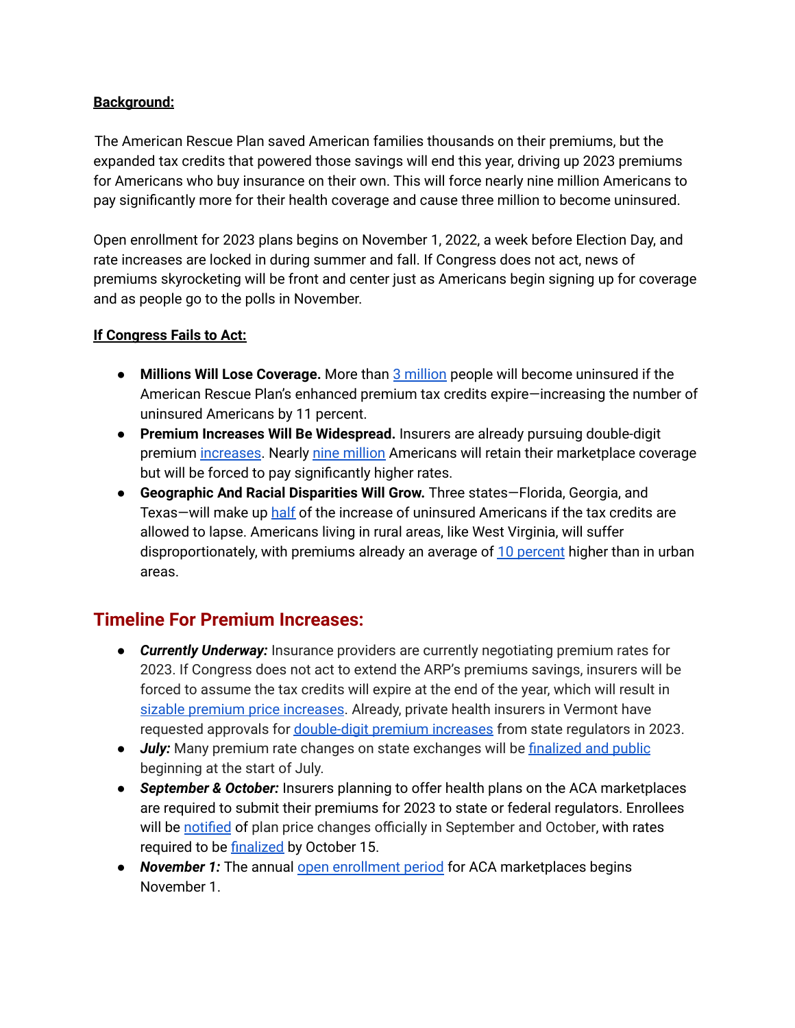**Background:**

The American Rescue Plan saved American families thousands on their premiums, but the expanded tax credits that powered those savings will end this year, driving up 2023 premiums for Americans who buy insurance on their own. This will force nearly nine million Americans to pay significantly more for their health coverage and cause three million to become uninsured.

Open enrollment for 2023 plans begins on November 1, 2022, a week before Election Day, and rate increases are locked in during summer and fall. If Congress does not act, news of premiums skyrocketing will be front and center just as Americans begin signing up for coverage and as people go to the polls in November.

**If Congress Fails to Act:**

- **Millions Will Lose Coverage.** More than 3 million people will become uninsured if the American Rescue Plan's enhanced premium tax credits expire—increasing the number of uninsured Americans by 11 percent.
- **Premium Increases Will Be Widespread.** Insurers are already pursuing double-digit premium increases. Nearly nine million Americans will retain their marketplace coverage but will be forced to pay significantly higher rates.
- **Geographic And Racial Disparities Will Grow.** Three states—Florida, Georgia, and Texas—will make up half of the increase of uninsured Americans if the tax credits are allowed to lapse. Americans living in rural areas, like West Virginia, will suffer disproportionately, with premiums already an average of 10 percent higher than in urban areas.

## Timeline For Premium Increases:

- ***Currently Underway:*** Insurance providers are currently negotiating premium rates for 2023. If Congress does not act to extend the ARP's premiums savings, insurers will be forced to assume the tax credits will expire at the end of the year, which will result in sizable premium price increases. Already, private health insurers in Vermont have requested approvals for double-digit premium increases from state regulators in 2023.
- ***July:*** Many premium rate changes on state exchanges will be finalized and public beginning at the start of July.
- ***September & October:*** Insurers planning to offer health plans on the ACA marketplaces are required to submit their premiums for 2023 to state or federal regulators. Enrollees will be notified of plan price changes officially in September and October, with rates required to be finalized by October 15.
- ***November 1:*** The annual open enrollment period for ACA marketplaces begins November 1.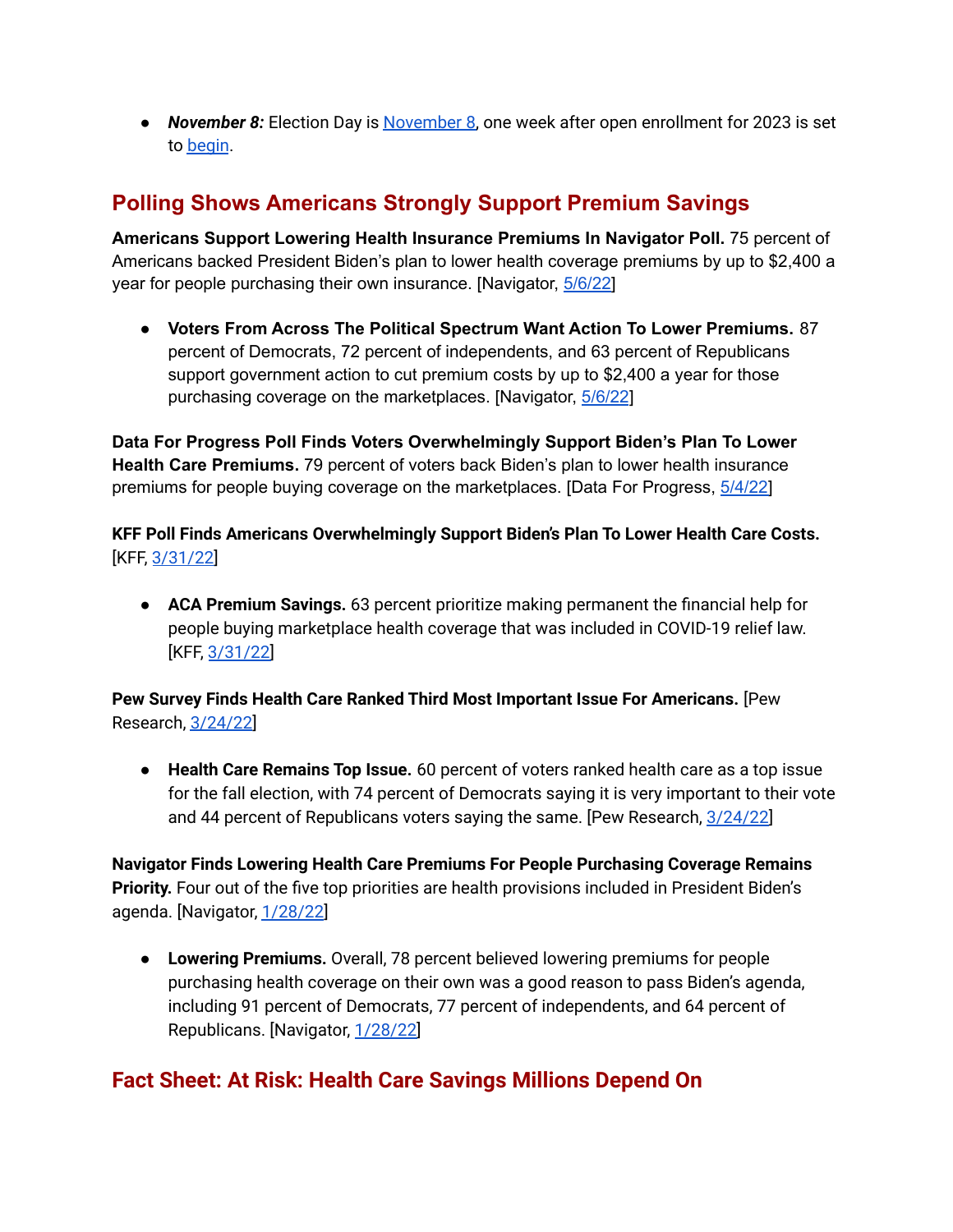- ***November 8:*** Election Day is November 8, one week after open enrollment for 2023 is set to begin.

## Polling Shows Americans Strongly Support Premium Savings

**Americans Support Lowering Health Insurance Premiums In Navigator Poll.** 75 percent of Americans backed President Biden's plan to lower health coverage premiums by up to $2,400 a year for people purchasing their own insurance. [Navigator, 5/6/22]

- **Voters From Across The Political Spectrum Want Action To Lower Premiums.** 87 percent of Democrats, 72 percent of independents, and 63 percent of Republicans support government action to cut premium costs by up to $2,400 a year for those purchasing coverage on the marketplaces. [Navigator, 5/6/22]

**Data For Progress Poll Finds Voters Overwhelmingly Support Biden's Plan To Lower Health Care Premiums.** 79 percent of voters back Biden's plan to lower health insurance premiums for people buying coverage on the marketplaces. [Data For Progress, 5/4/22]

**KFF Poll Finds Americans Overwhelmingly Support Biden's Plan To Lower Health Care Costs.** [KFF, 3/31/22]

- **ACA Premium Savings.** 63 percent prioritize making permanent the financial help for people buying marketplace health coverage that was included in COVID-19 relief law. [KFF, 3/31/22]

**Pew Survey Finds Health Care Ranked Third Most Important Issue For Americans.** [Pew Research, 3/24/22]

- **Health Care Remains Top Issue.** 60 percent of voters ranked health care as a top issue for the fall election, with 74 percent of Democrats saying it is very important to their vote and 44 percent of Republicans voters saying the same. [Pew Research, 3/24/22]

**Navigator Finds Lowering Health Care Premiums For People Purchasing Coverage Remains Priority.** Four out of the five top priorities are health provisions included in President Biden's agenda. [Navigator, 1/28/22]

- **Lowering Premiums.** Overall, 78 percent believed lowering premiums for people purchasing health coverage on their own was a good reason to pass Biden's agenda, including 91 percent of Democrats, 77 percent of independents, and 64 percent of Republicans. [Navigator, 1/28/22]

## Fact Sheet: At Risk: Health Care Savings Millions Depend On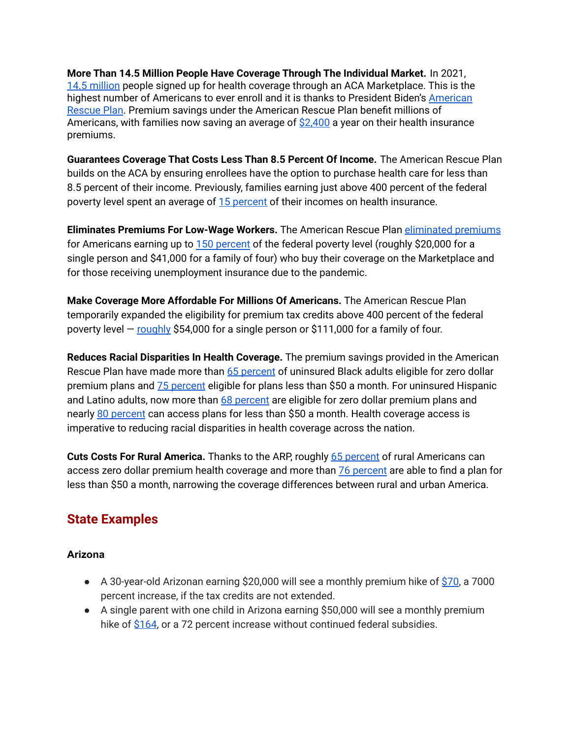**More Than 14.5 Million People Have Coverage Through The Individual Market.** In 2021, 14.5 million people signed up for health coverage through an ACA Marketplace. This is the highest number of Americans to ever enroll and it is thanks to President Biden's American Rescue Plan. Premium savings under the American Rescue Plan benefit millions of Americans, with families now saving an average of $2,400 a year on their health insurance premiums.

**Guarantees Coverage That Costs Less Than 8.5 Percent Of Income.** The American Rescue Plan builds on the ACA by ensuring enrollees have the option to purchase health care for less than 8.5 percent of their income. Previously, families earning just above 400 percent of the federal poverty level spent an average of 15 percent of their incomes on health insurance.

**Eliminates Premiums For Low-Wage Workers.** The American Rescue Plan eliminated premiums for Americans earning up to 150 percent of the federal poverty level (roughly $20,000 for a single person and $41,000 for a family of four) who buy their coverage on the Marketplace and for those receiving unemployment insurance due to the pandemic.

**Make Coverage More Affordable For Millions Of Americans.** The American Rescue Plan temporarily expanded the eligibility for premium tax credits above 400 percent of the federal poverty level — roughly $54,000 for a single person or $111,000 for a family of four.

**Reduces Racial Disparities In Health Coverage.** The premium savings provided in the American Rescue Plan have made more than 65 percent of uninsured Black adults eligible for zero dollar premium plans and 75 percent eligible for plans less than $50 a month. For uninsured Hispanic and Latino adults, now more than 68 percent are eligible for zero dollar premium plans and nearly 80 percent can access plans for less than $50 a month. Health coverage access is imperative to reducing racial disparities in health coverage across the nation.

**Cuts Costs For Rural America.** Thanks to the ARP, roughly 65 percent of rural Americans can access zero dollar premium health coverage and more than 76 percent are able to find a plan for less than $50 a month, narrowing the coverage differences between rural and urban America.

## State Examples

### Arizona

- A 30-year-old Arizonan earning $20,000 will see a monthly premium hike of $70, a 7000 percent increase, if the tax credits are not extended.
- A single parent with one child in Arizona earning $50,000 will see a monthly premium hike of $164, or a 72 percent increase without continued federal subsidies.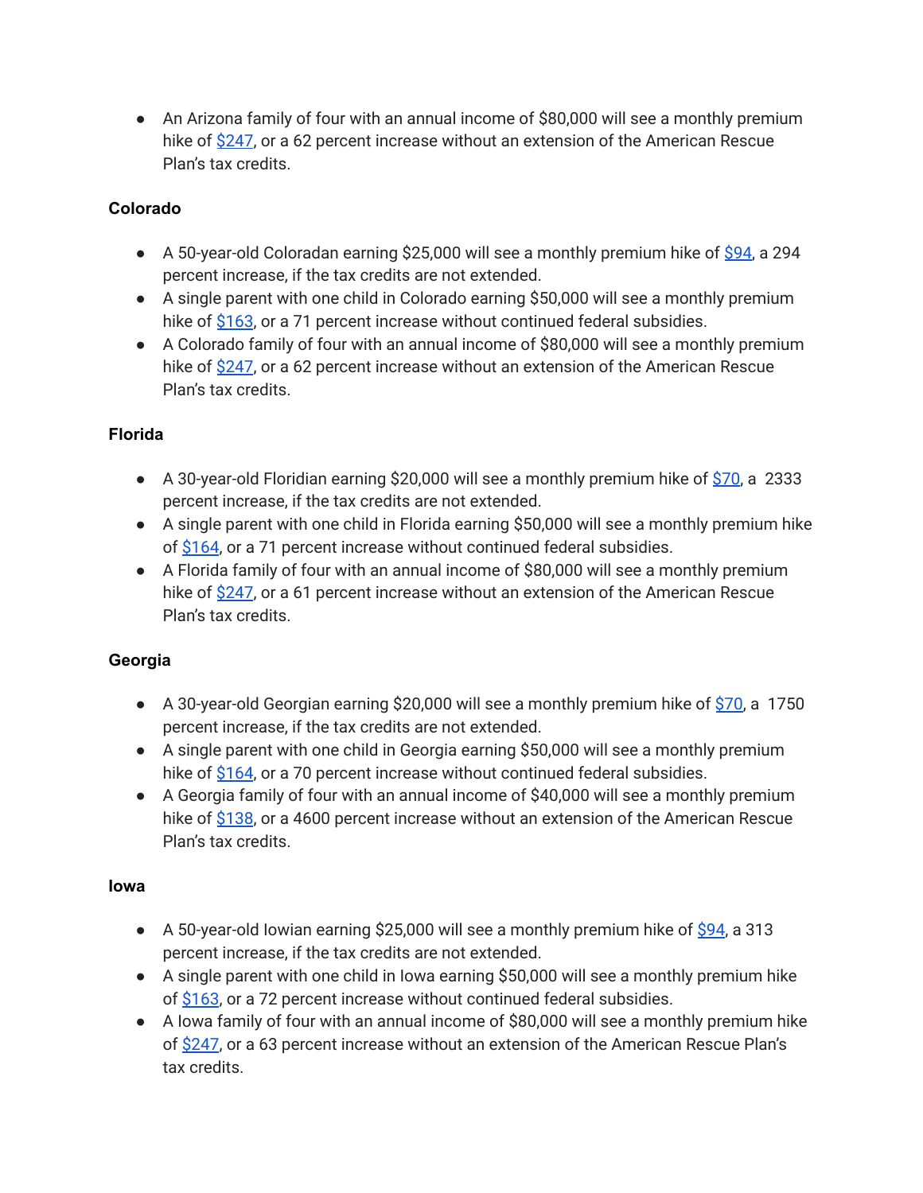- An Arizona family of four with an annual income of $80,000 will see a monthly premium hike of $247, or a 62 percent increase without an extension of the American Rescue Plan's tax credits.

### Colorado

- A 50-year-old Coloradan earning $25,000 will see a monthly premium hike of $94, a 294 percent increase, if the tax credits are not extended.
- A single parent with one child in Colorado earning $50,000 will see a monthly premium hike of $163, or a 71 percent increase without continued federal subsidies.
- A Colorado family of four with an annual income of $80,000 will see a monthly premium hike of $247, or a 62 percent increase without an extension of the American Rescue Plan's tax credits.

### Florida

- A 30-year-old Floridian earning $20,000 will see a monthly premium hike of $70, a 2333 percent increase, if the tax credits are not extended.
- A single parent with one child in Florida earning $50,000 will see a monthly premium hike of $164, or a 71 percent increase without continued federal subsidies.
- A Florida family of four with an annual income of $80,000 will see a monthly premium hike of $247, or a 61 percent increase without an extension of the American Rescue Plan's tax credits.

### Georgia

- A 30-year-old Georgian earning $20,000 will see a monthly premium hike of $70, a 1750 percent increase, if the tax credits are not extended.
- A single parent with one child in Georgia earning $50,000 will see a monthly premium hike of $164, or a 70 percent increase without continued federal subsidies.
- A Georgia family of four with an annual income of $40,000 will see a monthly premium hike of $138, or a 4600 percent increase without an extension of the American Rescue Plan's tax credits.

### Iowa

- A 50-year-old Iowian earning $25,000 will see a monthly premium hike of $94, a 313 percent increase, if the tax credits are not extended.
- A single parent with one child in Iowa earning $50,000 will see a monthly premium hike of $163, or a 72 percent increase without continued federal subsidies.
- A Iowa family of four with an annual income of $80,000 will see a monthly premium hike of $247, or a 63 percent increase without an extension of the American Rescue Plan's tax credits.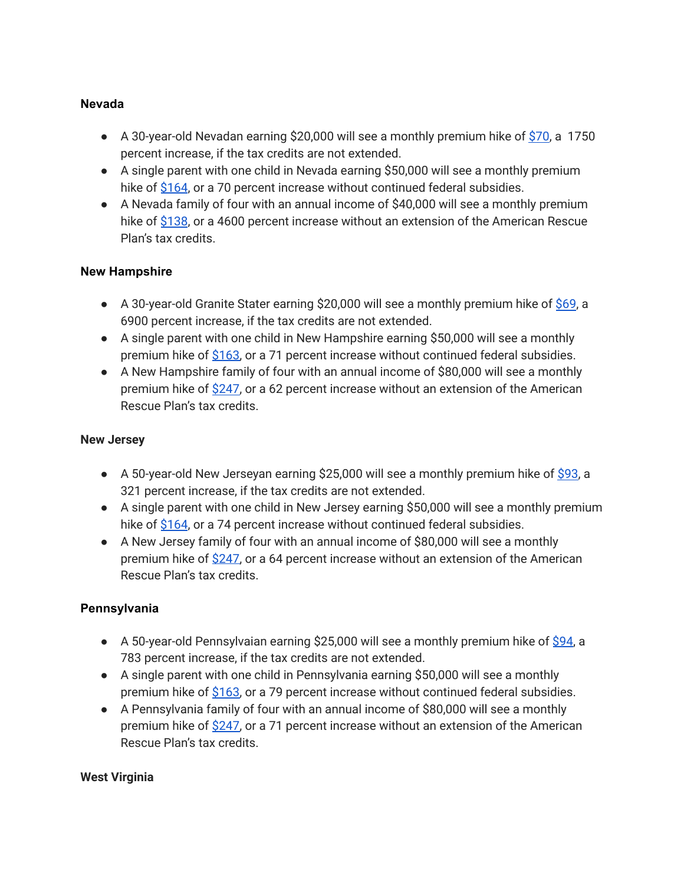**Nevada**

- A 30-year-old Nevadan earning $20,000 will see a monthly premium hike of [$70](), a 1750 percent increase, if the tax credits are not extended.
- A single parent with one child in Nevada earning $50,000 will see a monthly premium hike of [$164](), or a 70 percent increase without continued federal subsidies.
- A Nevada family of four with an annual income of $40,000 will see a monthly premium hike of [$138](), or a 4600 percent increase without an extension of the American Rescue Plan's tax credits.

**New Hampshire**

- A 30-year-old Granite Stater earning $20,000 will see a monthly premium hike of [$69](), a 6900 percent increase, if the tax credits are not extended.
- A single parent with one child in New Hampshire earning $50,000 will see a monthly premium hike of [$163](), or a 71 percent increase without continued federal subsidies.
- A New Hampshire family of four with an annual income of $80,000 will see a monthly premium hike of [$247](), or a 62 percent increase without an extension of the American Rescue Plan's tax credits.

**New Jersey**

- A 50-year-old New Jerseyan earning $25,000 will see a monthly premium hike of [$93](), a 321 percent increase, if the tax credits are not extended.
- A single parent with one child in New Jersey earning $50,000 will see a monthly premium hike of [$164](), or a 74 percent increase without continued federal subsidies.
- A New Jersey family of four with an annual income of $80,000 will see a monthly premium hike of [$247](), or a 64 percent increase without an extension of the American Rescue Plan's tax credits.

**Pennsylvania**

- A 50-year-old Pennsylvaian earning $25,000 will see a monthly premium hike of [$94](), a 783 percent increase, if the tax credits are not extended.
- A single parent with one child in Pennsylvania earning $50,000 will see a monthly premium hike of [$163](), or a 79 percent increase without continued federal subsidies.
- A Pennsylvania family of four with an annual income of $80,000 will see a monthly premium hike of [$247](), or a 71 percent increase without an extension of the American Rescue Plan's tax credits.

**West Virginia**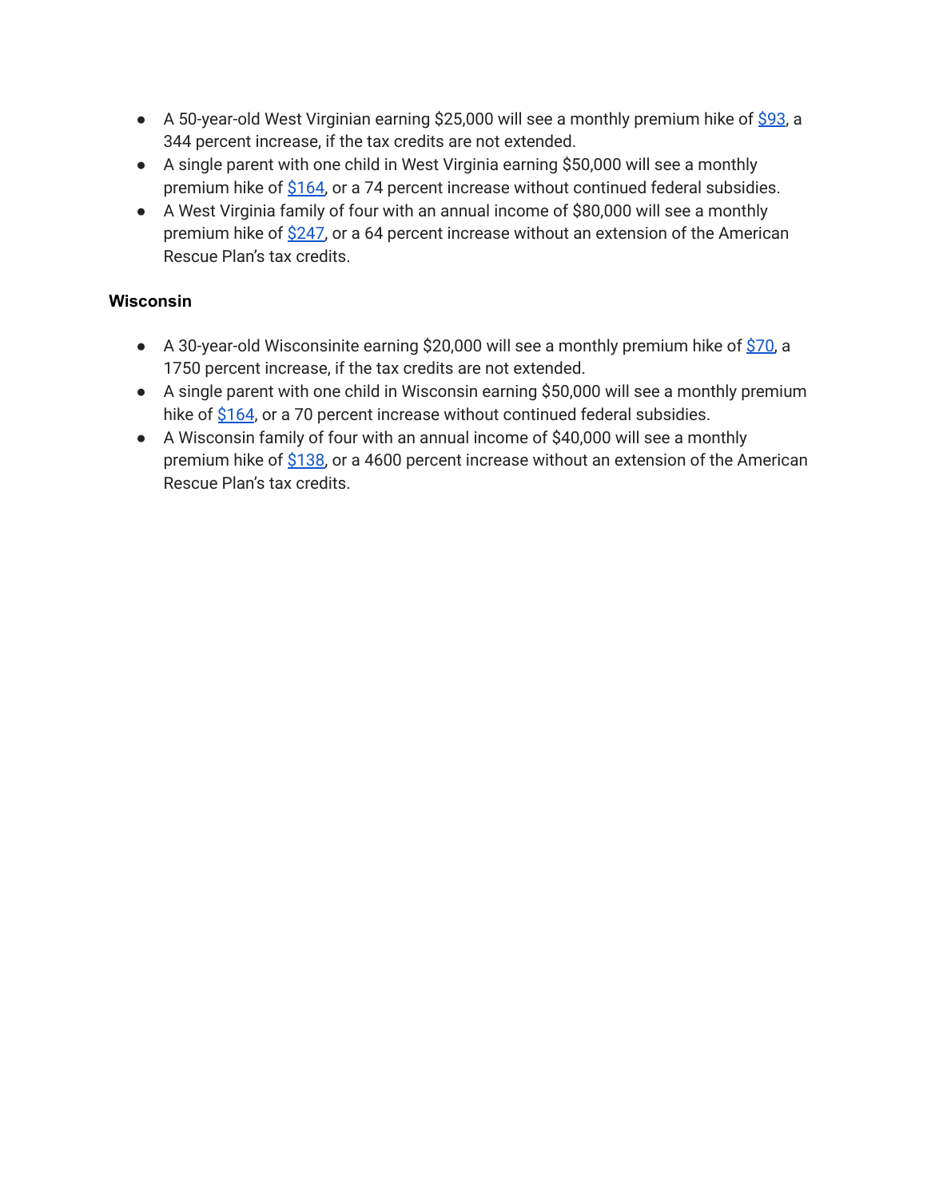- A 50-year-old West Virginian earning $25,000 will see a monthly premium hike of $93, a 344 percent increase, if the tax credits are not extended.
- A single parent with one child in West Virginia earning $50,000 will see a monthly premium hike of $164, or a 74 percent increase without continued federal subsidies.
- A West Virginia family of four with an annual income of $80,000 will see a monthly premium hike of $247, or a 64 percent increase without an extension of the American Rescue Plan's tax credits.

**Wisconsin**

- A 30-year-old Wisconsinite earning $20,000 will see a monthly premium hike of $70, a 1750 percent increase, if the tax credits are not extended.
- A single parent with one child in Wisconsin earning $50,000 will see a monthly premium hike of $164, or a 70 percent increase without continued federal subsidies.
- A Wisconsin family of four with an annual income of $40,000 will see a monthly premium hike of $138, or a 4600 percent increase without an extension of the American Rescue Plan's tax credits.